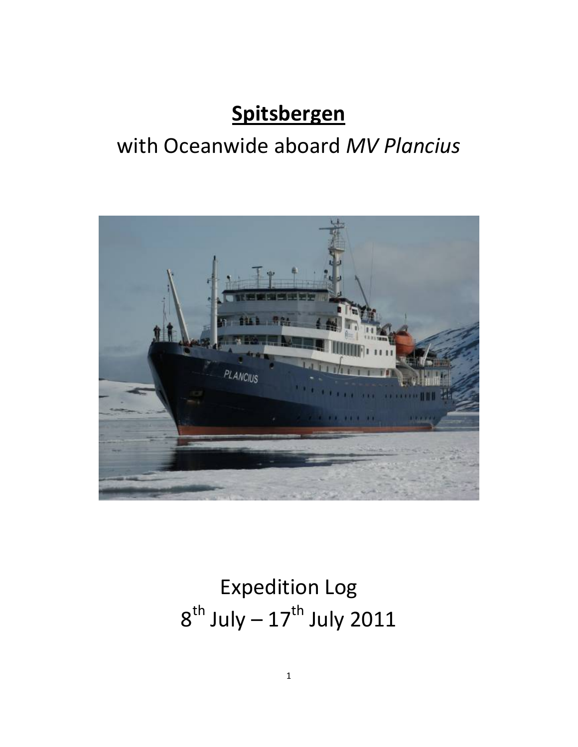# **Spitsbergen**

with Oceanwide aboard *MV Plancius*

Expedition Log

8th July – 17th July 2011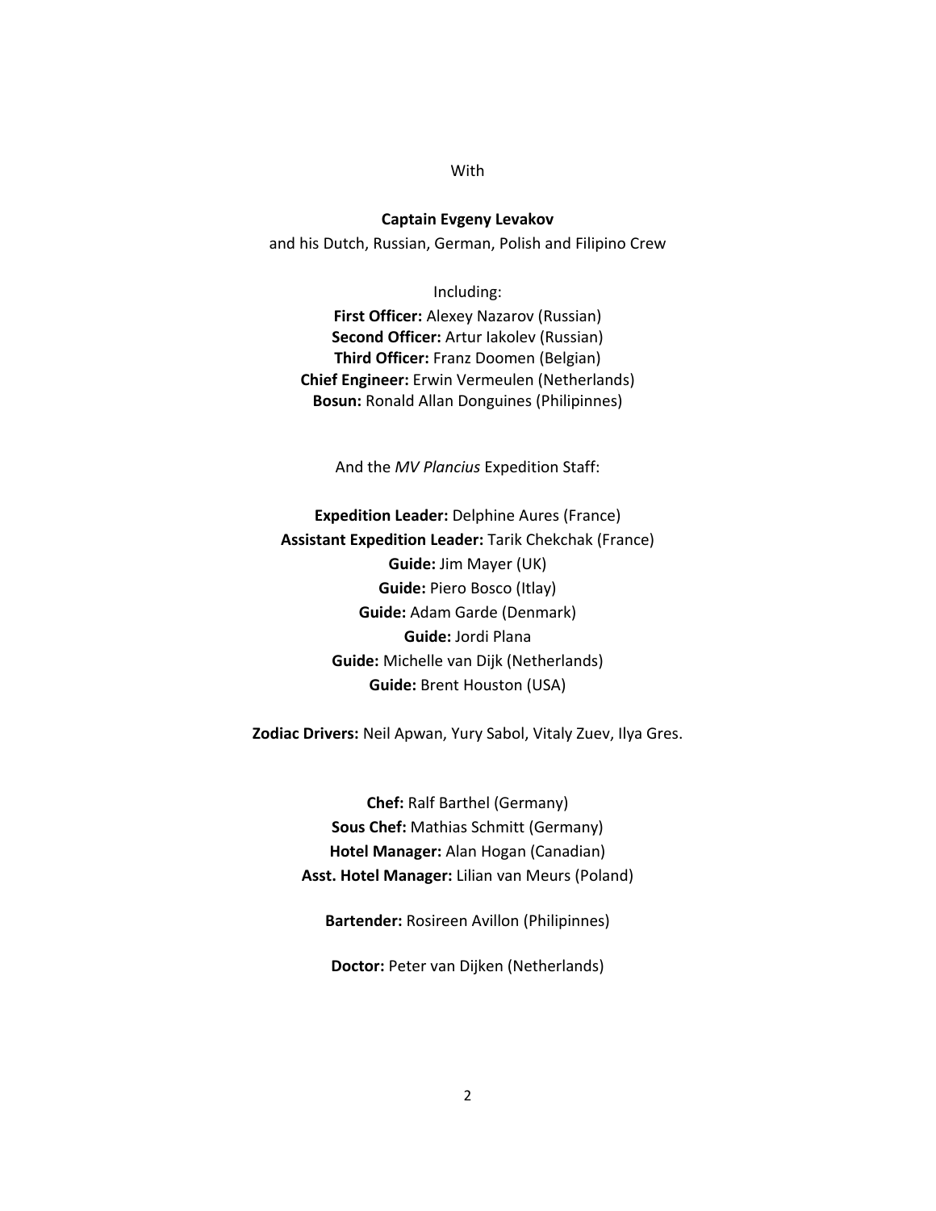With

**Captain Evgeny Levakov**
and his Dutch, Russian, German, Polish and Filipino Crew

Including:
**First Officer:** Alexey Nazarov (Russian)
**Second Officer:** Artur Iakolev (Russian)
**Third Officer:** Franz Doomen (Belgian)
**Chief Engineer:** Erwin Vermeulen (Netherlands)
**Bosun:** Ronald Allan Donguines (Philipinnes)

And the *MV Plancius* Expedition Staff:

**Expedition Leader:** Delphine Aures (France)
**Assistant Expedition Leader:** Tarik Chekchak (France)
**Guide:** Jim Mayer (UK)
**Guide:** Piero Bosco (Itlay)
**Guide:** Adam Garde (Denmark)
**Guide:** Jordi Plana
**Guide:** Michelle van Dijk (Netherlands)
**Guide:** Brent Houston (USA)

**Zodiac Drivers:** Neil Apwan, Yury Sabol, Vitaly Zuev, Ilya Gres.

**Chef:** Ralf Barthel (Germany)
**Sous Chef:** Mathias Schmitt (Germany)
**Hotel Manager:** Alan Hogan (Canadian)
**Asst. Hotel Manager:** Lilian van Meurs (Poland)

**Bartender:** Rosireen Avillon (Philipinnes)

**Doctor:** Peter van Dijken (Netherlands)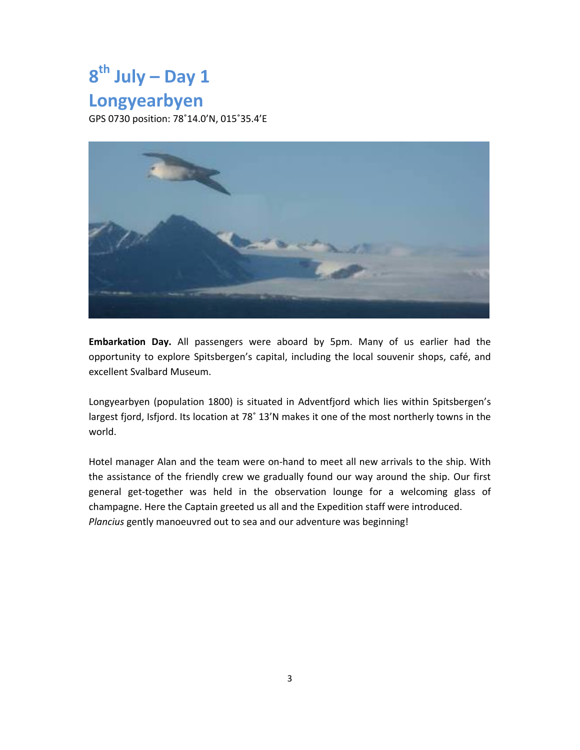# 8th July – Day 1

# Longyearbyen

GPS 0730 position: 78˚14.0'N, 015˚35.4'E

**Embarkation Day.** All passengers were aboard by 5pm. Many of us earlier had the opportunity to explore Spitsbergen's capital, including the local souvenir shops, café, and excellent Svalbard Museum.

Longyearbyen (population 1800) is situated in Adventfjord which lies within Spitsbergen's largest fjord, Isfjord. Its location at 78˚ 13'N makes it one of the most northerly towns in the world.

Hotel manager Alan and the team were on-hand to meet all new arrivals to the ship. With the assistance of the friendly crew we gradually found our way around the ship. Our first general get-together was held in the observation lounge for a welcoming glass of champagne. Here the Captain greeted us all and the Expedition staff were introduced.
*Plancius* gently manoeuvred out to sea and our adventure was beginning!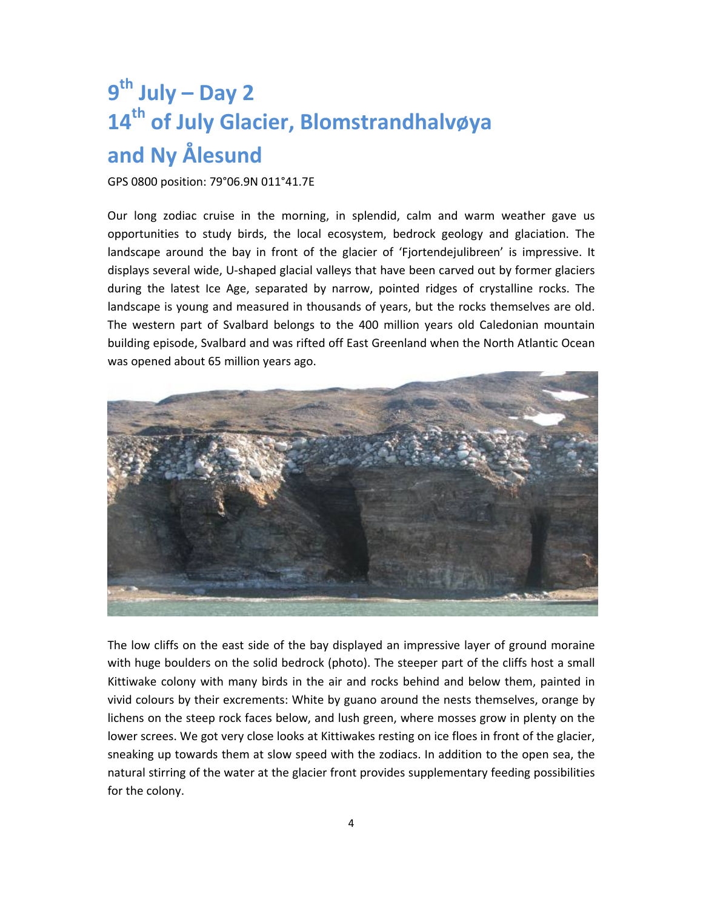# 9th July – Day 2
# 14th of July Glacier, Blomstrandhalvøya and Ny Ålesund

GPS 0800 position: 79°06.9N 011°41.7E

Our long zodiac cruise in the morning, in splendid, calm and warm weather gave us opportunities to study birds, the local ecosystem, bedrock geology and glaciation. The landscape around the bay in front of the glacier of 'Fjortendejulibreen' is impressive. It displays several wide, U-shaped glacial valleys that have been carved out by former glaciers during the latest Ice Age, separated by narrow, pointed ridges of crystalline rocks. The landscape is young and measured in thousands of years, but the rocks themselves are old. The western part of Svalbard belongs to the 400 million years old Caledonian mountain building episode, Svalbard and was rifted off East Greenland when the North Atlantic Ocean was opened about 65 million years ago.

The low cliffs on the east side of the bay displayed an impressive layer of ground moraine with huge boulders on the solid bedrock (photo). The steeper part of the cliffs host a small Kittiwake colony with many birds in the air and rocks behind and below them, painted in vivid colours by their excrements: White by guano around the nests themselves, orange by lichens on the steep rock faces below, and lush green, where mosses grow in plenty on the lower screes. We got very close looks at Kittiwakes resting on ice floes in front of the glacier, sneaking up towards them at slow speed with the zodiacs. In addition to the open sea, the natural stirring of the water at the glacier front provides supplementary feeding possibilities for the colony.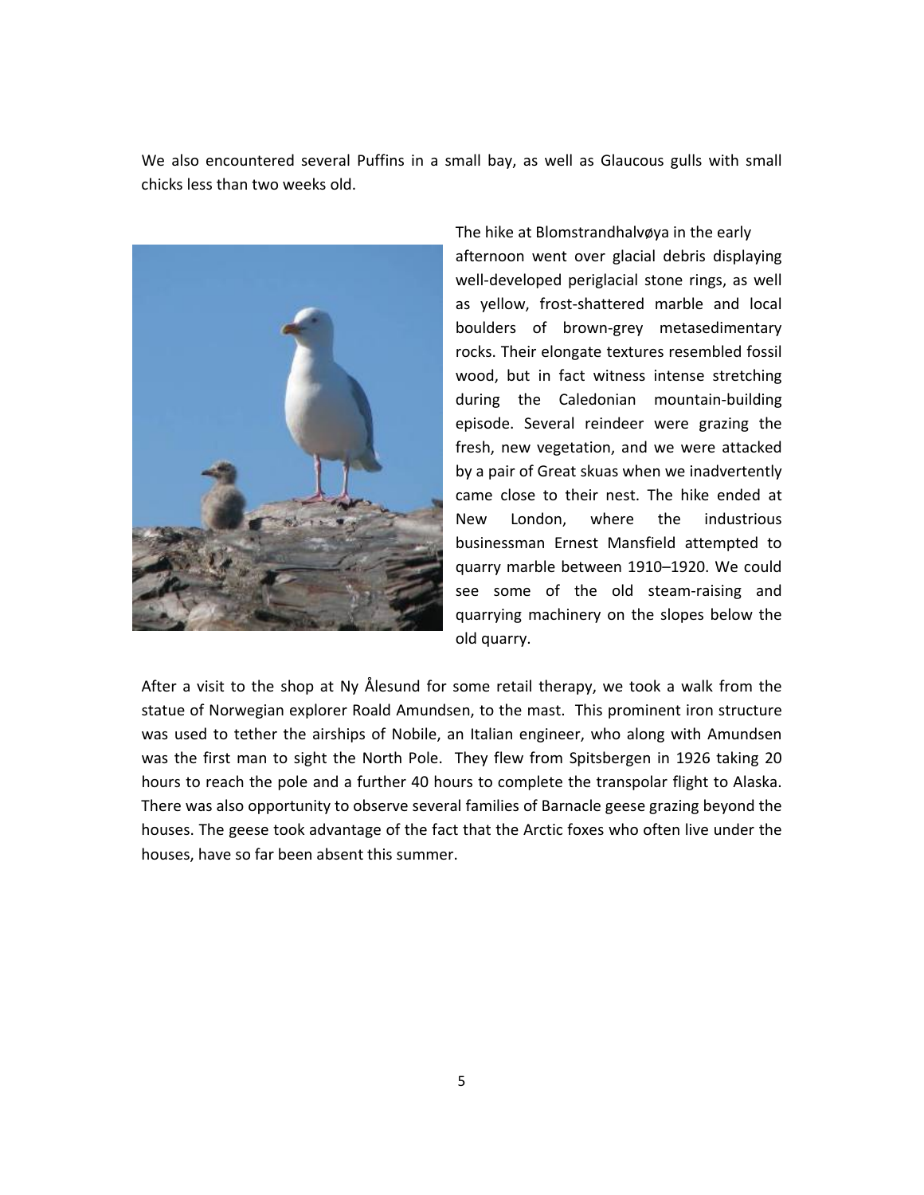We also encountered several Puffins in a small bay, as well as Glaucous gulls with small chicks less than two weeks old.

The hike at Blomstrandhalvøya in the early afternoon went over glacial debris displaying well-developed periglacial stone rings, as well as yellow, frost-shattered marble and local boulders of brown-grey metasedimentary rocks. Their elongate textures resembled fossil wood, but in fact witness intense stretching during the Caledonian mountain-building episode. Several reindeer were grazing the fresh, new vegetation, and we were attacked by a pair of Great skuas when we inadvertently came close to their nest. The hike ended at New London, where the industrious businessman Ernest Mansfield attempted to quarry marble between 1910–1920. We could see some of the old steam-raising and quarrying machinery on the slopes below the old quarry.

After a visit to the shop at Ny Ålesund for some retail therapy, we took a walk from the statue of Norwegian explorer Roald Amundsen, to the mast. This prominent iron structure was used to tether the airships of Nobile, an Italian engineer, who along with Amundsen was the first man to sight the North Pole. They flew from Spitsbergen in 1926 taking 20 hours to reach the pole and a further 40 hours to complete the transpolar flight to Alaska. There was also opportunity to observe several families of Barnacle geese grazing beyond the houses. The geese took advantage of the fact that the Arctic foxes who often live under the houses, have so far been absent this summer.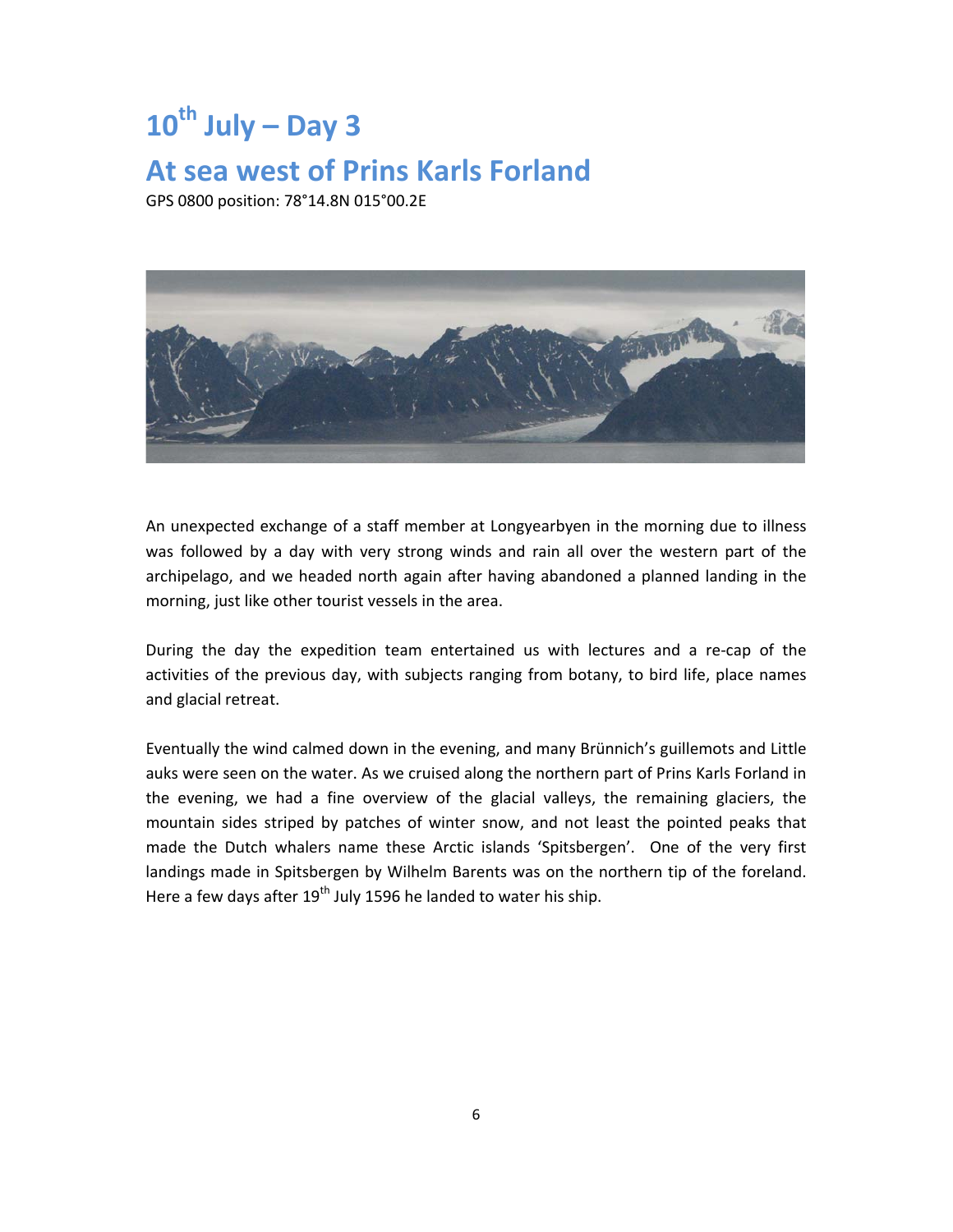# 10th July – Day 3

## At sea west of Prins Karls Forland

GPS 0800 position: 78°14.8N 015°00.2E

An unexpected exchange of a staff member at Longyearbyen in the morning due to illness was followed by a day with very strong winds and rain all over the western part of the archipelago, and we headed north again after having abandoned a planned landing in the morning, just like other tourist vessels in the area.

During the day the expedition team entertained us with lectures and a re-cap of the activities of the previous day, with subjects ranging from botany, to bird life, place names and glacial retreat.

Eventually the wind calmed down in the evening, and many Brünnich's guillemots and Little auks were seen on the water. As we cruised along the northern part of Prins Karls Forland in the evening, we had a fine overview of the glacial valleys, the remaining glaciers, the mountain sides striped by patches of winter snow, and not least the pointed peaks that made the Dutch whalers name these Arctic islands 'Spitsbergen'. One of the very first landings made in Spitsbergen by Wilhelm Barents was on the northern tip of the foreland. Here a few days after 19th July 1596 he landed to water his ship.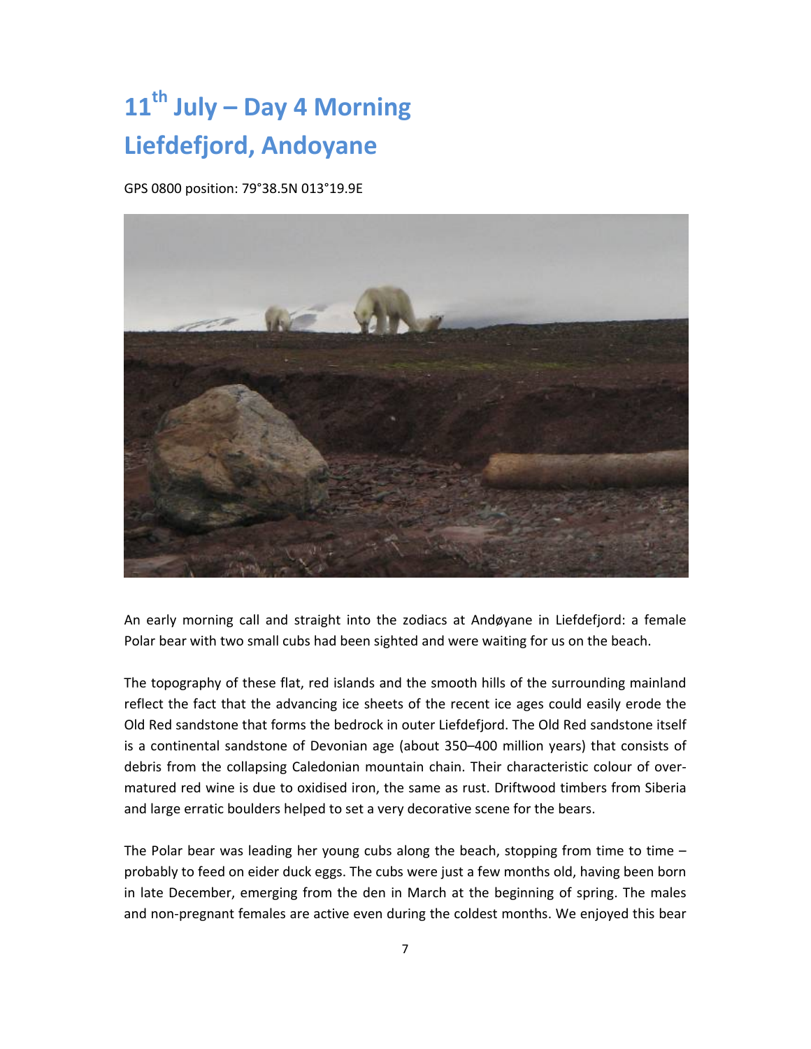# 11th July – Day 4 Morning
# Liefdefjord, Andoyane

GPS 0800 position: 79°38.5N 013°19.9E

An early morning call and straight into the zodiacs at Andøyane in Liefdefjord: a female Polar bear with two small cubs had been sighted and were waiting for us on the beach.

The topography of these flat, red islands and the smooth hills of the surrounding mainland reflect the fact that the advancing ice sheets of the recent ice ages could easily erode the Old Red sandstone that forms the bedrock in outer Liefdefjord. The Old Red sandstone itself is a continental sandstone of Devonian age (about 350–400 million years) that consists of debris from the collapsing Caledonian mountain chain. Their characteristic colour of over-matured red wine is due to oxidised iron, the same as rust. Driftwood timbers from Siberia and large erratic boulders helped to set a very decorative scene for the bears.

The Polar bear was leading her young cubs along the beach, stopping from time to time – probably to feed on eider duck eggs. The cubs were just a few months old, having been born in late December, emerging from the den in March at the beginning of spring. The males and non-pregnant females are active even during the coldest months. We enjoyed this bear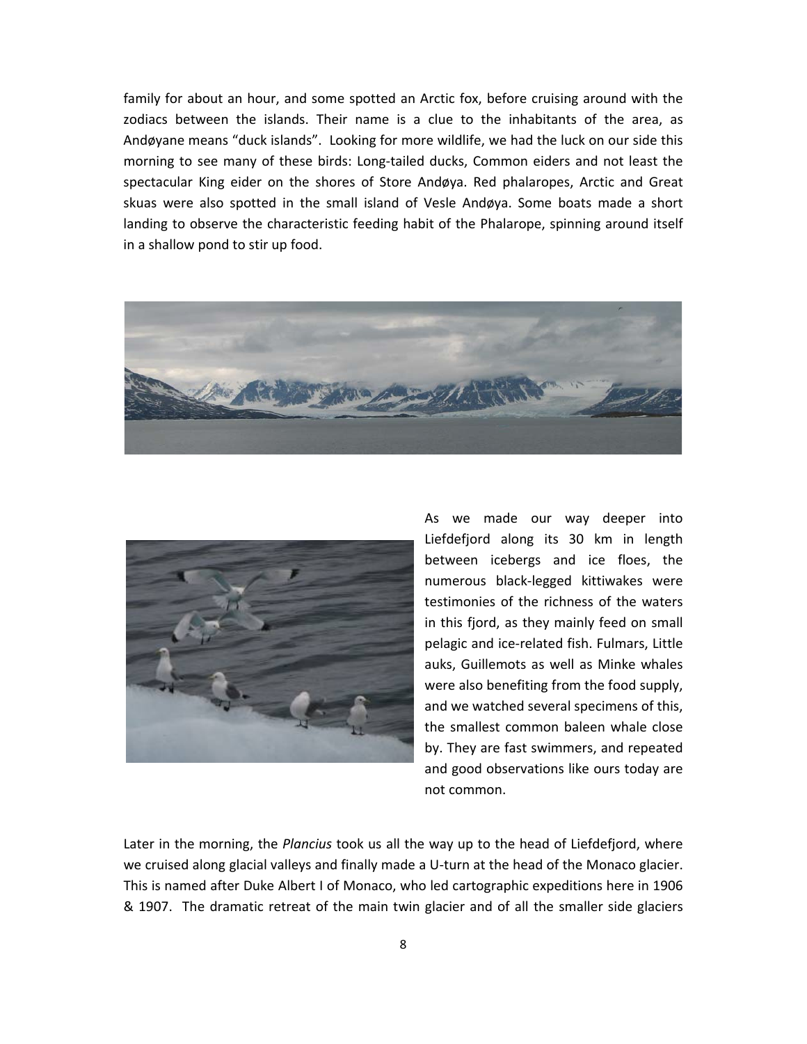family for about an hour, and some spotted an Arctic fox, before cruising around with the zodiacs between the islands. Their name is a clue to the inhabitants of the area, as Andøyane means "duck islands". Looking for more wildlife, we had the luck on our side this morning to see many of these birds: Long-tailed ducks, Common eiders and not least the spectacular King eider on the shores of Store Andøya. Red phalaropes, Arctic and Great skuas were also spotted in the small island of Vesle Andøya. Some boats made a short landing to observe the characteristic feeding habit of the Phalarope, spinning around itself in a shallow pond to stir up food.

As we made our way deeper into Liefdefjord along its 30 km in length between icebergs and ice floes, the numerous black-legged kittiwakes were testimonies of the richness of the waters in this fjord, as they mainly feed on small pelagic and ice-related fish. Fulmars, Little auks, Guillemots as well as Minke whales were also benefiting from the food supply, and we watched several specimens of this, the smallest common baleen whale close by. They are fast swimmers, and repeated and good observations like ours today are not common.

Later in the morning, the *Plancius* took us all the way up to the head of Liefdefjord, where we cruised along glacial valleys and finally made a U-turn at the head of the Monaco glacier. This is named after Duke Albert I of Monaco, who led cartographic expeditions here in 1906 & 1907. The dramatic retreat of the main twin glacier and of all the smaller side glaciers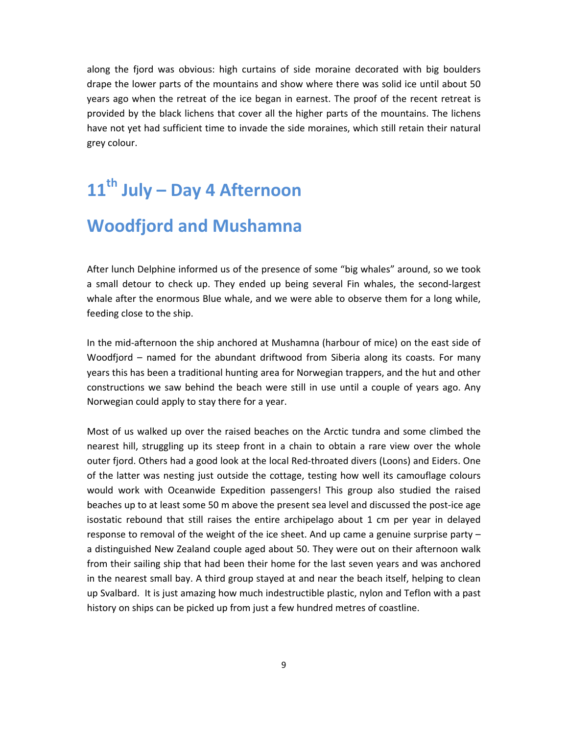along the fjord was obvious: high curtains of side moraine decorated with big boulders drape the lower parts of the mountains and show where there was solid ice until about 50 years ago when the retreat of the ice began in earnest. The proof of the recent retreat is provided by the black lichens that cover all the higher parts of the mountains. The lichens have not yet had sufficient time to invade the side moraines, which still retain their natural grey colour.

# 11th July – Day 4 Afternoon

# Woodfjord and Mushamna

After lunch Delphine informed us of the presence of some "big whales" around, so we took a small detour to check up. They ended up being several Fin whales, the second-largest whale after the enormous Blue whale, and we were able to observe them for a long while, feeding close to the ship.

In the mid-afternoon the ship anchored at Mushamna (harbour of mice) on the east side of Woodfjord – named for the abundant driftwood from Siberia along its coasts. For many years this has been a traditional hunting area for Norwegian trappers, and the hut and other constructions we saw behind the beach were still in use until a couple of years ago. Any Norwegian could apply to stay there for a year.

Most of us walked up over the raised beaches on the Arctic tundra and some climbed the nearest hill, struggling up its steep front in a chain to obtain a rare view over the whole outer fjord. Others had a good look at the local Red-throated divers (Loons) and Eiders. One of the latter was nesting just outside the cottage, testing how well its camouflage colours would work with Oceanwide Expedition passengers! This group also studied the raised beaches up to at least some 50 m above the present sea level and discussed the post-ice age isostatic rebound that still raises the entire archipelago about 1 cm per year in delayed response to removal of the weight of the ice sheet. And up came a genuine surprise party – a distinguished New Zealand couple aged about 50. They were out on their afternoon walk from their sailing ship that had been their home for the last seven years and was anchored in the nearest small bay. A third group stayed at and near the beach itself, helping to clean up Svalbard. It is just amazing how much indestructible plastic, nylon and Teflon with a past history on ships can be picked up from just a few hundred metres of coastline.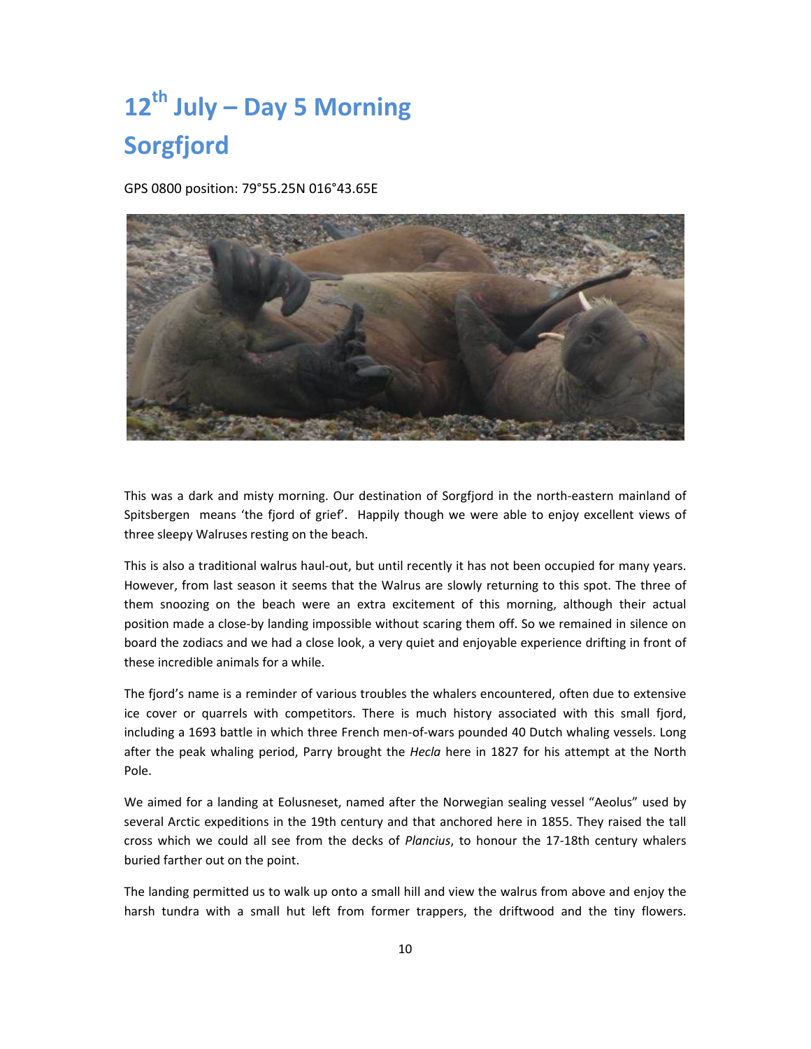# 12th July – Day 5 Morning
# Sorgfjord

GPS 0800 position: 79°55.25N 016°43.65E

This was a dark and misty morning. Our destination of Sorgfjord in the north-eastern mainland of Spitsbergen means 'the fjord of grief'. Happily though we were able to enjoy excellent views of three sleepy Walruses resting on the beach.

This is also a traditional walrus haul-out, but until recently it has not been occupied for many years. However, from last season it seems that the Walrus are slowly returning to this spot. The three of them snoozing on the beach were an extra excitement of this morning, although their actual position made a close-by landing impossible without scaring them off. So we remained in silence on board the zodiacs and we had a close look, a very quiet and enjoyable experience drifting in front of these incredible animals for a while.

The fjord's name is a reminder of various troubles the whalers encountered, often due to extensive ice cover or quarrels with competitors. There is much history associated with this small fjord, including a 1693 battle in which three French men-of-wars pounded 40 Dutch whaling vessels. Long after the peak whaling period, Parry brought the *Hecla* here in 1827 for his attempt at the North Pole.

We aimed for a landing at Eolusneset, named after the Norwegian sealing vessel "Aeolus" used by several Arctic expeditions in the 19th century and that anchored here in 1855. They raised the tall cross which we could all see from the decks of *Plancius*, to honour the 17-18th century whalers buried farther out on the point.

The landing permitted us to walk up onto a small hill and view the walrus from above and enjoy the harsh tundra with a small hut left from former trappers, the driftwood and the tiny flowers.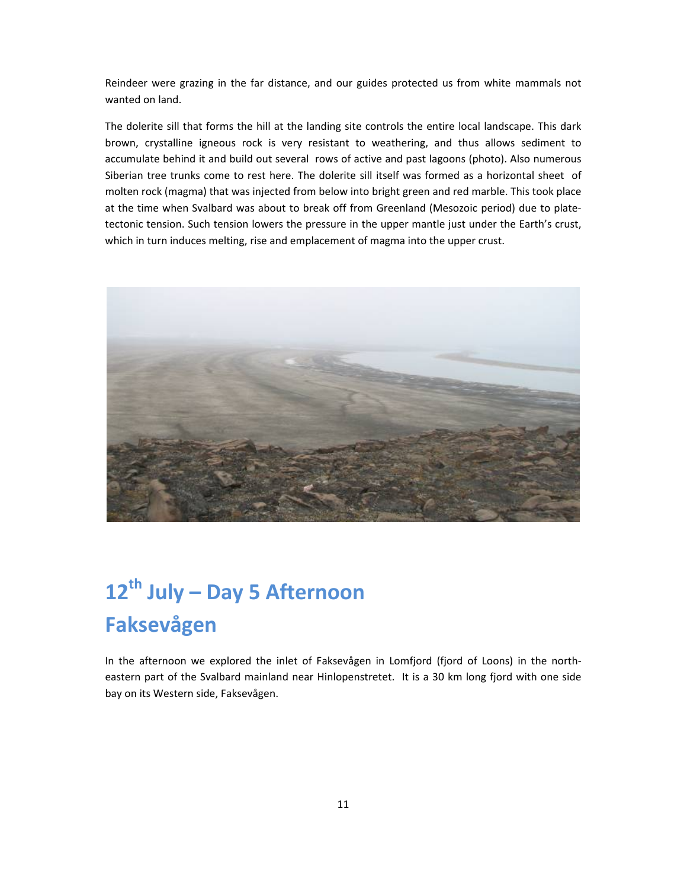Reindeer were grazing in the far distance, and our guides protected us from white mammals not wanted on land.

The dolerite sill that forms the hill at the landing site controls the entire local landscape. This dark brown, crystalline igneous rock is very resistant to weathering, and thus allows sediment to accumulate behind it and build out several rows of active and past lagoons (photo). Also numerous Siberian tree trunks come to rest here. The dolerite sill itself was formed as a horizontal sheet of molten rock (magma) that was injected from below into bright green and red marble. This took place at the time when Svalbard was about to break off from Greenland (Mesozoic period) due to plate-tectonic tension. Such tension lowers the pressure in the upper mantle just under the Earth's crust, which in turn induces melting, rise and emplacement of magma into the upper crust.

# 12th July – Day 5 Afternoon

# Faksevågen

In the afternoon we explored the inlet of Faksevågen in Lomfjord (fjord of Loons) in the north-eastern part of the Svalbard mainland near Hinlopenstretet. It is a 30 km long fjord with one side bay on its Western side, Faksevågen.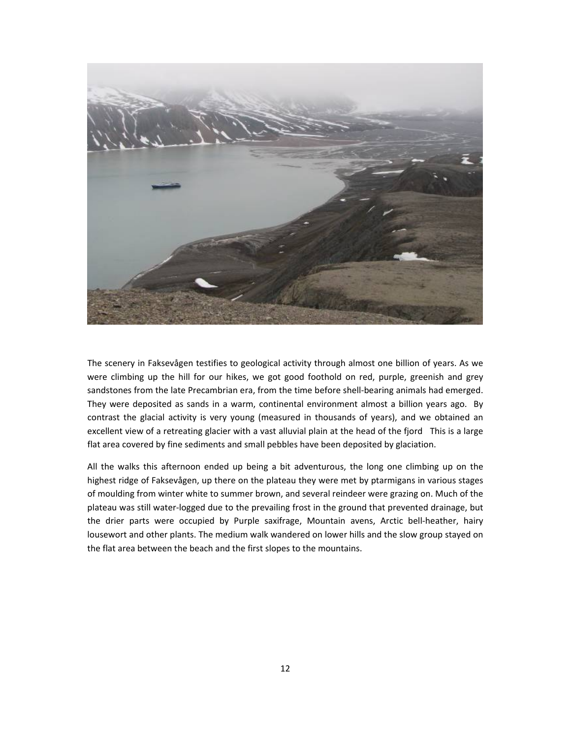The scenery in Faksevågen testifies to geological activity through almost one billion of years. As we were climbing up the hill for our hikes, we got good foothold on red, purple, greenish and grey sandstones from the late Precambrian era, from the time before shell-bearing animals had emerged. They were deposited as sands in a warm, continental environment almost a billion years ago. By contrast the glacial activity is very young (measured in thousands of years), and we obtained an excellent view of a retreating glacier with a vast alluvial plain at the head of the fjord This is a large flat area covered by fine sediments and small pebbles have been deposited by glaciation.

All the walks this afternoon ended up being a bit adventurous, the long one climbing up on the highest ridge of Faksevågen, up there on the plateau they were met by ptarmigans in various stages of moulding from winter white to summer brown, and several reindeer were grazing on. Much of the plateau was still water-logged due to the prevailing frost in the ground that prevented drainage, but the drier parts were occupied by Purple saxifrage, Mountain avens, Arctic bell-heather, hairy lousewort and other plants. The medium walk wandered on lower hills and the slow group stayed on the flat area between the beach and the first slopes to the mountains.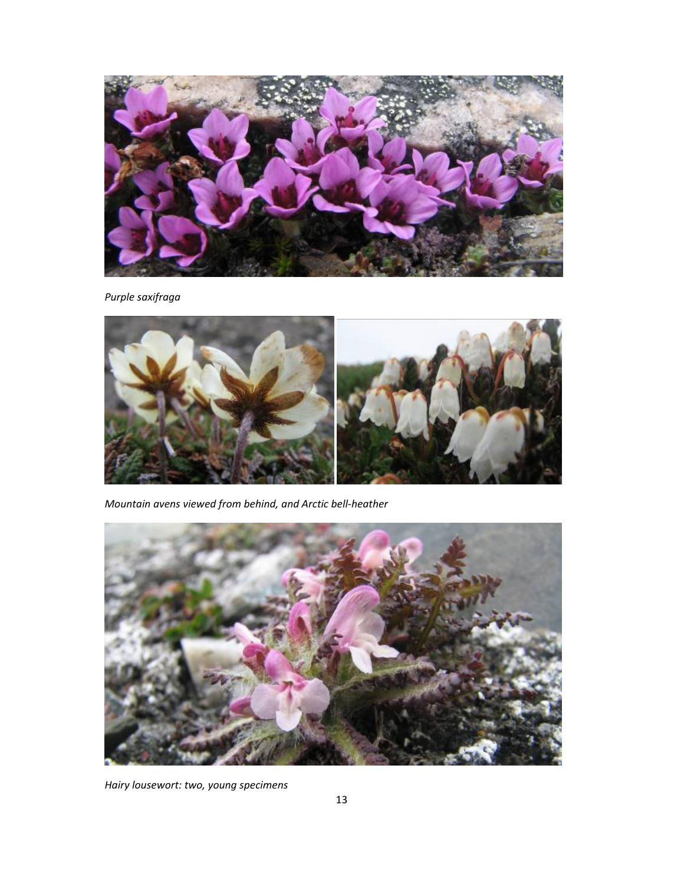*Purple saxifraga*

*Mountain avens viewed from behind, and Arctic bell-heather*

*Hairy lousewort: two, young specimens*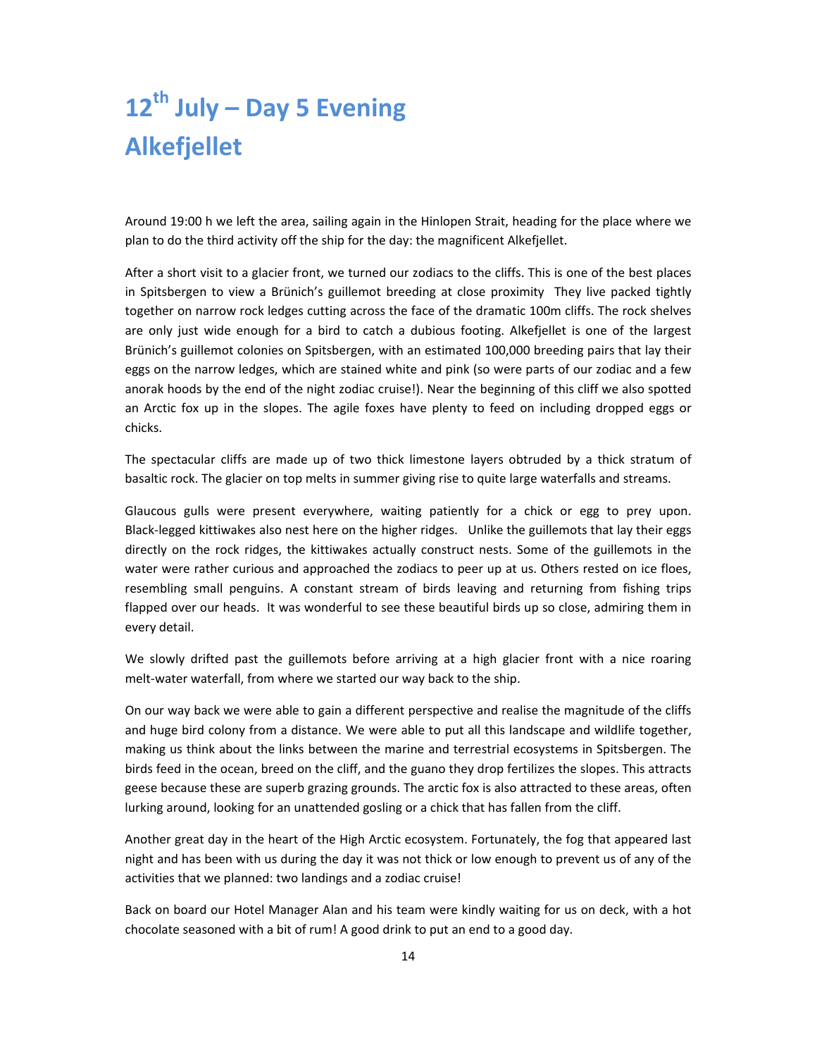# 12th July – Day 5 Evening
# Alkefjellet

Around 19:00 h we left the area, sailing again in the Hinlopen Strait, heading for the place where we plan to do the third activity off the ship for the day: the magnificent Alkefjellet.

After a short visit to a glacier front, we turned our zodiacs to the cliffs. This is one of the best places in Spitsbergen to view a Brünich's guillemot breeding at close proximity They live packed tightly together on narrow rock ledges cutting across the face of the dramatic 100m cliffs. The rock shelves are only just wide enough for a bird to catch a dubious footing. Alkefjellet is one of the largest Brünich's guillemot colonies on Spitsbergen, with an estimated 100,000 breeding pairs that lay their eggs on the narrow ledges, which are stained white and pink (so were parts of our zodiac and a few anorak hoods by the end of the night zodiac cruise!). Near the beginning of this cliff we also spotted an Arctic fox up in the slopes. The agile foxes have plenty to feed on including dropped eggs or chicks.

The spectacular cliffs are made up of two thick limestone layers obtruded by a thick stratum of basaltic rock. The glacier on top melts in summer giving rise to quite large waterfalls and streams.

Glaucous gulls were present everywhere, waiting patiently for a chick or egg to prey upon. Black-legged kittiwakes also nest here on the higher ridges. Unlike the guillemots that lay their eggs directly on the rock ridges, the kittiwakes actually construct nests. Some of the guillemots in the water were rather curious and approached the zodiacs to peer up at us. Others rested on ice floes, resembling small penguins. A constant stream of birds leaving and returning from fishing trips flapped over our heads. It was wonderful to see these beautiful birds up so close, admiring them in every detail.

We slowly drifted past the guillemots before arriving at a high glacier front with a nice roaring melt-water waterfall, from where we started our way back to the ship.

On our way back we were able to gain a different perspective and realise the magnitude of the cliffs and huge bird colony from a distance. We were able to put all this landscape and wildlife together, making us think about the links between the marine and terrestrial ecosystems in Spitsbergen. The birds feed in the ocean, breed on the cliff, and the guano they drop fertilizes the slopes. This attracts geese because these are superb grazing grounds. The arctic fox is also attracted to these areas, often lurking around, looking for an unattended gosling or a chick that has fallen from the cliff.

Another great day in the heart of the High Arctic ecosystem. Fortunately, the fog that appeared last night and has been with us during the day it was not thick or low enough to prevent us of any of the activities that we planned: two landings and a zodiac cruise!

Back on board our Hotel Manager Alan and his team were kindly waiting for us on deck, with a hot chocolate seasoned with a bit of rum! A good drink to put an end to a good day.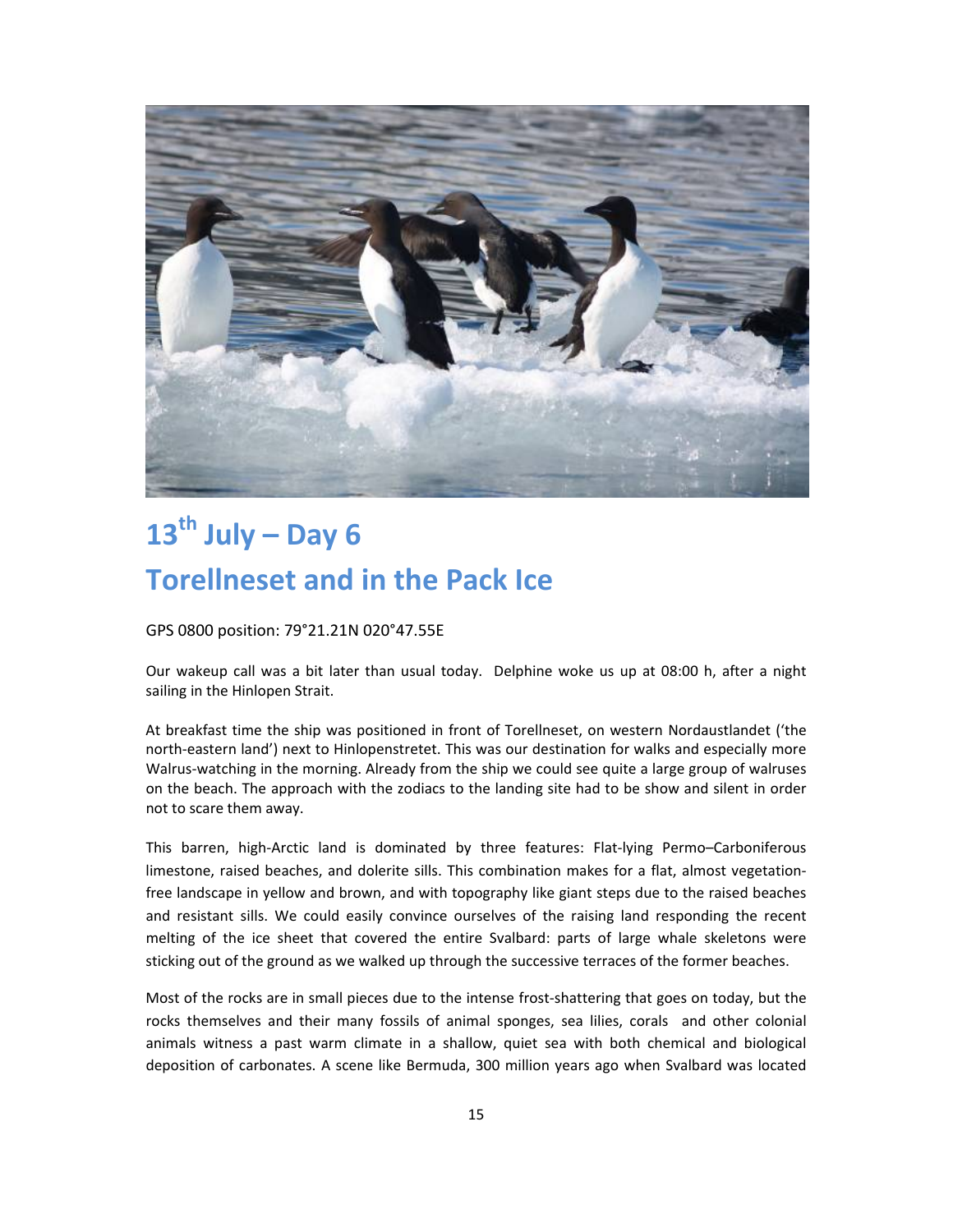# 13th July – Day 6

# Torellneset and in the Pack Ice

GPS 0800 position: 79°21.21N 020°47.55E

Our wakeup call was a bit later than usual today. Delphine woke us up at 08:00 h, after a night sailing in the Hinlopen Strait.

At breakfast time the ship was positioned in front of Torellneset, on western Nordaustlandet ('the north-eastern land') next to Hinlopenstretet. This was our destination for walks and especially more Walrus-watching in the morning. Already from the ship we could see quite a large group of walruses on the beach. The approach with the zodiacs to the landing site had to be show and silent in order not to scare them away.

This barren, high-Arctic land is dominated by three features: Flat-lying Permo–Carboniferous limestone, raised beaches, and dolerite sills. This combination makes for a flat, almost vegetation-free landscape in yellow and brown, and with topography like giant steps due to the raised beaches and resistant sills. We could easily convince ourselves of the raising land responding the recent melting of the ice sheet that covered the entire Svalbard: parts of large whale skeletons were sticking out of the ground as we walked up through the successive terraces of the former beaches.

Most of the rocks are in small pieces due to the intense frost-shattering that goes on today, but the rocks themselves and their many fossils of animal sponges, sea lilies, corals and other colonial animals witness a past warm climate in a shallow, quiet sea with both chemical and biological deposition of carbonates. A scene like Bermuda, 300 million years ago when Svalbard was located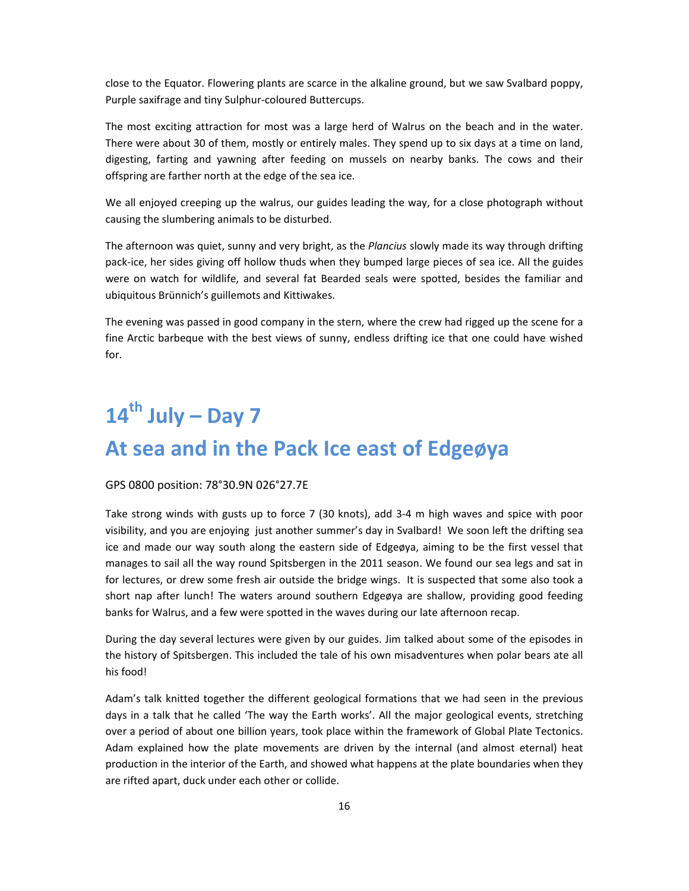close to the Equator. Flowering plants are scarce in the alkaline ground, but we saw Svalbard poppy, Purple saxifrage and tiny Sulphur-coloured Buttercups.

The most exciting attraction for most was a large herd of Walrus on the beach and in the water. There were about 30 of them, mostly or entirely males. They spend up to six days at a time on land, digesting, farting and yawning after feeding on mussels on nearby banks. The cows and their offspring are farther north at the edge of the sea ice.

We all enjoyed creeping up the walrus, our guides leading the way, for a close photograph without causing the slumbering animals to be disturbed.

The afternoon was quiet, sunny and very bright, as the *Plancius* slowly made its way through drifting pack-ice, her sides giving off hollow thuds when they bumped large pieces of sea ice. All the guides were on watch for wildlife, and several fat Bearded seals were spotted, besides the familiar and ubiquitous Brünnich's guillemots and Kittiwakes.

The evening was passed in good company in the stern, where the crew had rigged up the scene for a fine Arctic barbeque with the best views of sunny, endless drifting ice that one could have wished for.

# 14th July – Day 7

# At sea and in the Pack Ice east of Edgeøya

GPS 0800 position: 78°30.9N 026°27.7E

Take strong winds with gusts up to force 7 (30 knots), add 3-4 m high waves and spice with poor visibility, and you are enjoying just another summer's day in Svalbard! We soon left the drifting sea ice and made our way south along the eastern side of Edgeøya, aiming to be the first vessel that manages to sail all the way round Spitsbergen in the 2011 season. We found our sea legs and sat in for lectures, or drew some fresh air outside the bridge wings. It is suspected that some also took a short nap after lunch! The waters around southern Edgeøya are shallow, providing good feeding banks for Walrus, and a few were spotted in the waves during our late afternoon recap.

During the day several lectures were given by our guides. Jim talked about some of the episodes in the history of Spitsbergen. This included the tale of his own misadventures when polar bears ate all his food!

Adam's talk knitted together the different geological formations that we had seen in the previous days in a talk that he called 'The way the Earth works'. All the major geological events, stretching over a period of about one billion years, took place within the framework of Global Plate Tectonics. Adam explained how the plate movements are driven by the internal (and almost eternal) heat production in the interior of the Earth, and showed what happens at the plate boundaries when they are rifted apart, duck under each other or collide.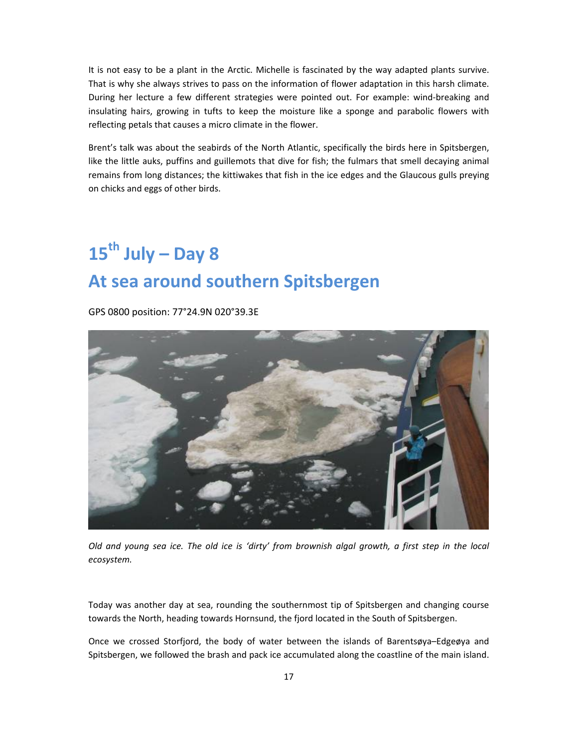It is not easy to be a plant in the Arctic. Michelle is fascinated by the way adapted plants survive. That is why she always strives to pass on the information of flower adaptation in this harsh climate. During her lecture a few different strategies were pointed out. For example: wind-breaking and insulating hairs, growing in tufts to keep the moisture like a sponge and parabolic flowers with reflecting petals that causes a micro climate in the flower.

Brent's talk was about the seabirds of the North Atlantic, specifically the birds here in Spitsbergen, like the little auks, puffins and guillemots that dive for fish; the fulmars that smell decaying animal remains from long distances; the kittiwakes that fish in the ice edges and the Glaucous gulls preying on chicks and eggs of other birds.

# 15th July – Day 8

# At sea around southern Spitsbergen

GPS 0800 position: 77°24.9N 020°39.3E

*Old and young sea ice. The old ice is 'dirty' from brownish algal growth, a first step in the local ecosystem.*

Today was another day at sea, rounding the southernmost tip of Spitsbergen and changing course towards the North, heading towards Hornsund, the fjord located in the South of Spitsbergen.

Once we crossed Storfjord, the body of water between the islands of Barentsøya–Edgeøya and Spitsbergen, we followed the brash and pack ice accumulated along the coastline of the main island.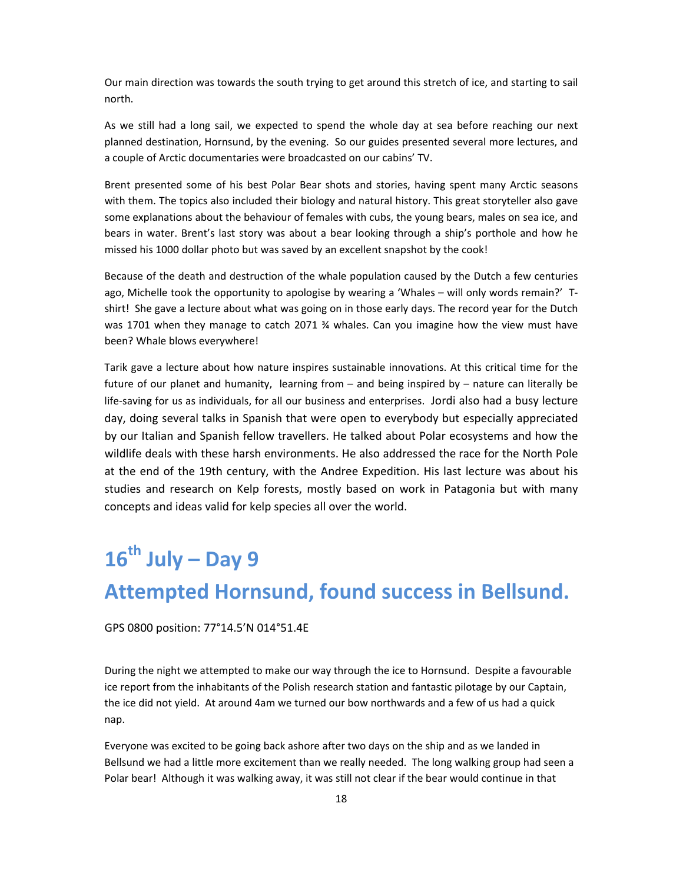Our main direction was towards the south trying to get around this stretch of ice, and starting to sail north.

As we still had a long sail, we expected to spend the whole day at sea before reaching our next planned destination, Hornsund, by the evening. So our guides presented several more lectures, and a couple of Arctic documentaries were broadcasted on our cabins' TV.

Brent presented some of his best Polar Bear shots and stories, having spent many Arctic seasons with them. The topics also included their biology and natural history. This great storyteller also gave some explanations about the behaviour of females with cubs, the young bears, males on sea ice, and bears in water. Brent's last story was about a bear looking through a ship's porthole and how he missed his 1000 dollar photo but was saved by an excellent snapshot by the cook!

Because of the death and destruction of the whale population caused by the Dutch a few centuries ago, Michelle took the opportunity to apologise by wearing a 'Whales – will only words remain?' T-shirt! She gave a lecture about what was going on in those early days. The record year for the Dutch was 1701 when they manage to catch 2071 ¾ whales. Can you imagine how the view must have been? Whale blows everywhere!

Tarik gave a lecture about how nature inspires sustainable innovations. At this critical time for the future of our planet and humanity, learning from – and being inspired by – nature can literally be life-saving for us as individuals, for all our business and enterprises. Jordi also had a busy lecture day, doing several talks in Spanish that were open to everybody but especially appreciated by our Italian and Spanish fellow travellers. He talked about Polar ecosystems and how the wildlife deals with these harsh environments. He also addressed the race for the North Pole at the end of the 19th century, with the Andree Expedition. His last lecture was about his studies and research on Kelp forests, mostly based on work in Patagonia but with many concepts and ideas valid for kelp species all over the world.

# 16th July – Day 9

# Attempted Hornsund, found success in Bellsund.

GPS 0800 position: 77°14.5'N 014°51.4E

During the night we attempted to make our way through the ice to Hornsund. Despite a favourable ice report from the inhabitants of the Polish research station and fantastic pilotage by our Captain, the ice did not yield. At around 4am we turned our bow northwards and a few of us had a quick nap.

Everyone was excited to be going back ashore after two days on the ship and as we landed in Bellsund we had a little more excitement than we really needed. The long walking group had seen a Polar bear! Although it was walking away, it was still not clear if the bear would continue in that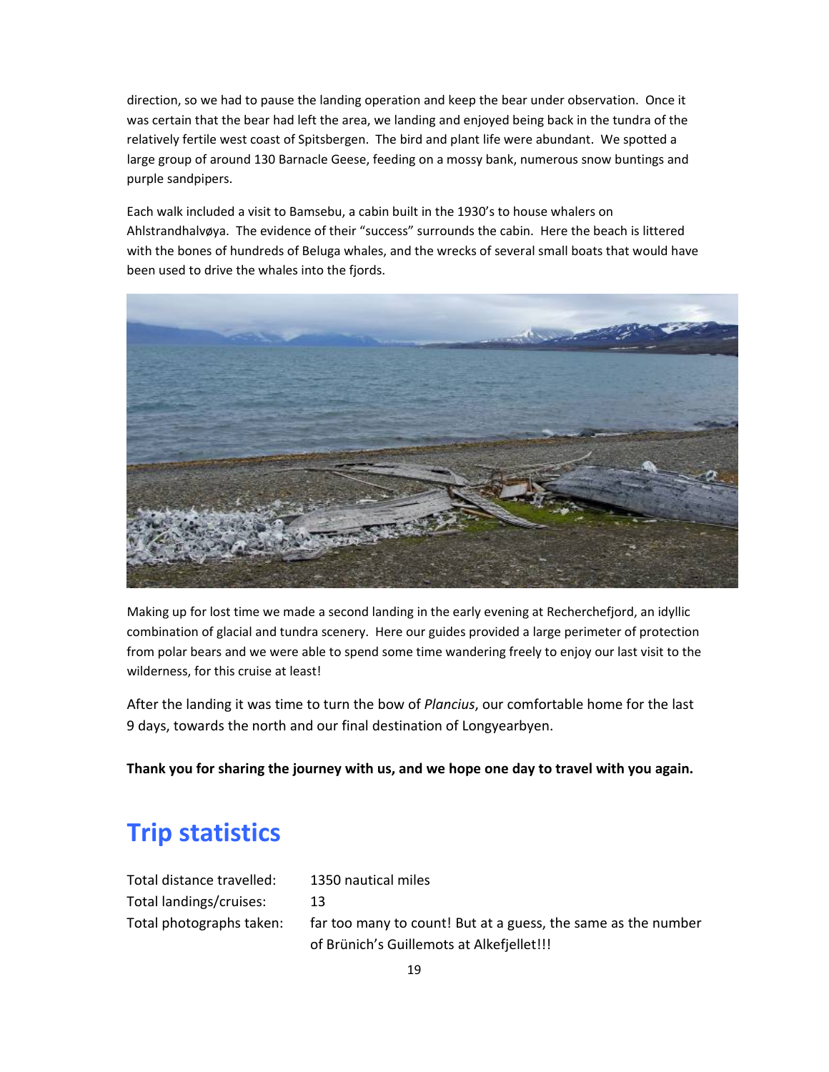direction, so we had to pause the landing operation and keep the bear under observation. Once it was certain that the bear had left the area, we landing and enjoyed being back in the tundra of the relatively fertile west coast of Spitsbergen. The bird and plant life were abundant. We spotted a large group of around 130 Barnacle Geese, feeding on a mossy bank, numerous snow buntings and purple sandpipers.

Each walk included a visit to Bamsebu, a cabin built in the 1930's to house whalers on Ahlstrandhalvøya. The evidence of their "success" surrounds the cabin. Here the beach is littered with the bones of hundreds of Beluga whales, and the wrecks of several small boats that would have been used to drive the whales into the fjords.

Making up for lost time we made a second landing in the early evening at Recherchefjord, an idyllic combination of glacial and tundra scenery. Here our guides provided a large perimeter of protection from polar bears and we were able to spend some time wandering freely to enjoy our last visit to the wilderness, for this cruise at least!

After the landing it was time to turn the bow of *Plancius*, our comfortable home for the last 9 days, towards the north and our final destination of Longyearbyen.

**Thank you for sharing the journey with us, and we hope one day to travel with you again.**

# Trip statistics

| | |
|---|---|
| Total distance travelled: | 1350 nautical miles |
| Total landings/cruises: | 13 |
| Total photographs taken: | far too many to count! But at a guess, the same as the number of Brünich's Guillemots at Alkefjellet!!! |